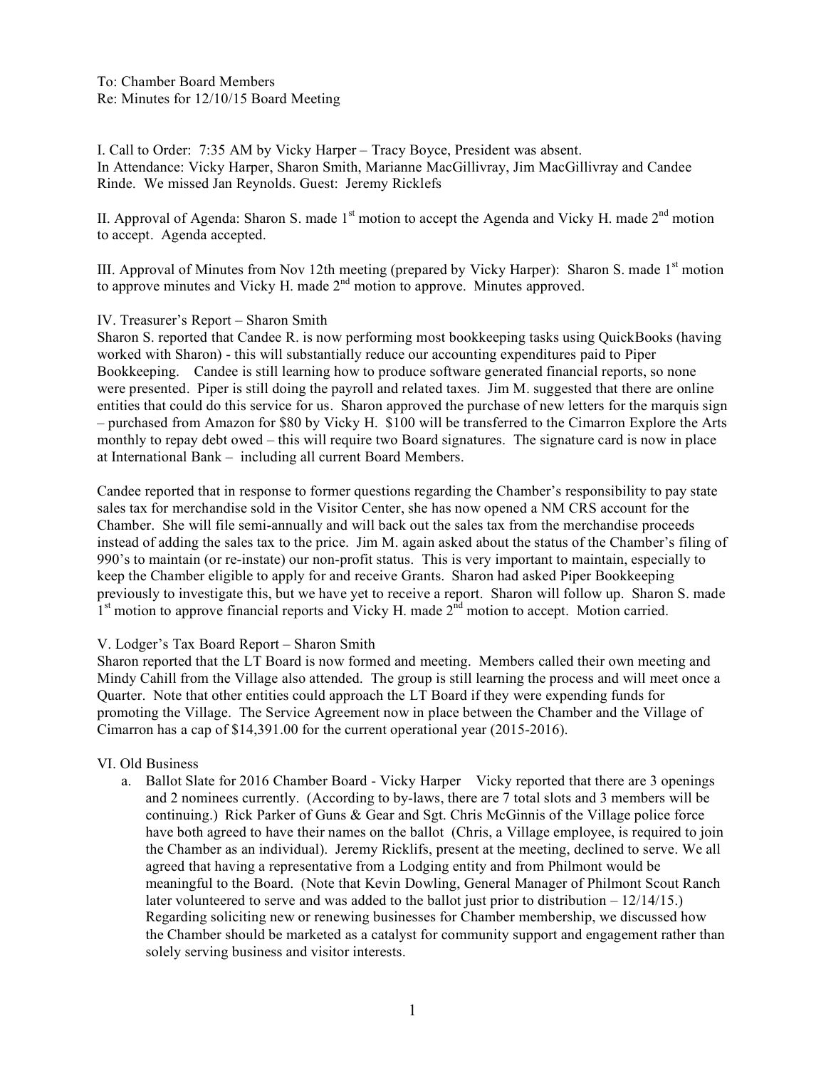To: Chamber Board Members
Re: Minutes for 12/10/15 Board Meeting

I. Call to Order: 7:35 AM by Vicky Harper – Tracy Boyce, President was absent.
In Attendance: Vicky Harper, Sharon Smith, Marianne MacGillivray, Jim MacGillivray and Candee Rinde. We missed Jan Reynolds. Guest: Jeremy Ricklefs

II. Approval of Agenda: Sharon S. made 1st motion to accept the Agenda and Vicky H. made 2nd motion to accept. Agenda accepted.

III. Approval of Minutes from Nov 12th meeting (prepared by Vicky Harper): Sharon S. made 1st motion to approve minutes and Vicky H. made 2nd motion to approve. Minutes approved.

IV. Treasurer's Report – Sharon Smith
Sharon S. reported that Candee R. is now performing most bookkeeping tasks using QuickBooks (having worked with Sharon) - this will substantially reduce our accounting expenditures paid to Piper Bookkeeping. Candee is still learning how to produce software generated financial reports, so none were presented. Piper is still doing the payroll and related taxes. Jim M. suggested that there are online entities that could do this service for us. Sharon approved the purchase of new letters for the marquis sign – purchased from Amazon for $80 by Vicky H. $100 will be transferred to the Cimarron Explore the Arts monthly to repay debt owed – this will require two Board signatures. The signature card is now in place at International Bank – including all current Board Members.

Candee reported that in response to former questions regarding the Chamber's responsibility to pay state sales tax for merchandise sold in the Visitor Center, she has now opened a NM CRS account for the Chamber. She will file semi-annually and will back out the sales tax from the merchandise proceeds instead of adding the sales tax to the price. Jim M. again asked about the status of the Chamber's filing of 990's to maintain (or re-instate) our non-profit status. This is very important to maintain, especially to keep the Chamber eligible to apply for and receive Grants. Sharon had asked Piper Bookkeeping previously to investigate this, but we have yet to receive a report. Sharon will follow up. Sharon S. made 1st motion to approve financial reports and Vicky H. made 2nd motion to accept. Motion carried.

V. Lodger's Tax Board Report – Sharon Smith
Sharon reported that the LT Board is now formed and meeting. Members called their own meeting and Mindy Cahill from the Village also attended. The group is still learning the process and will meet once a Quarter. Note that other entities could approach the LT Board if they were expending funds for promoting the Village. The Service Agreement now in place between the Chamber and the Village of Cimarron has a cap of $14,391.00 for the current operational year (2015-2016).

VI. Old Business

a. Ballot Slate for 2016 Chamber Board - Vicky Harper Vicky reported that there are 3 openings and 2 nominees currently. (According to by-laws, there are 7 total slots and 3 members will be continuing.) Rick Parker of Guns & Gear and Sgt. Chris McGinnis of the Village police force have both agreed to have their names on the ballot (Chris, a Village employee, is required to join the Chamber as an individual). Jeremy Ricklifs, present at the meeting, declined to serve. We all agreed that having a representative from a Lodging entity and from Philmont would be meaningful to the Board. (Note that Kevin Dowling, General Manager of Philmont Scout Ranch later volunteered to serve and was added to the ballot just prior to distribution – 12/14/15.) Regarding soliciting new or renewing businesses for Chamber membership, we discussed how the Chamber should be marketed as a catalyst for community support and engagement rather than solely serving business and visitor interests.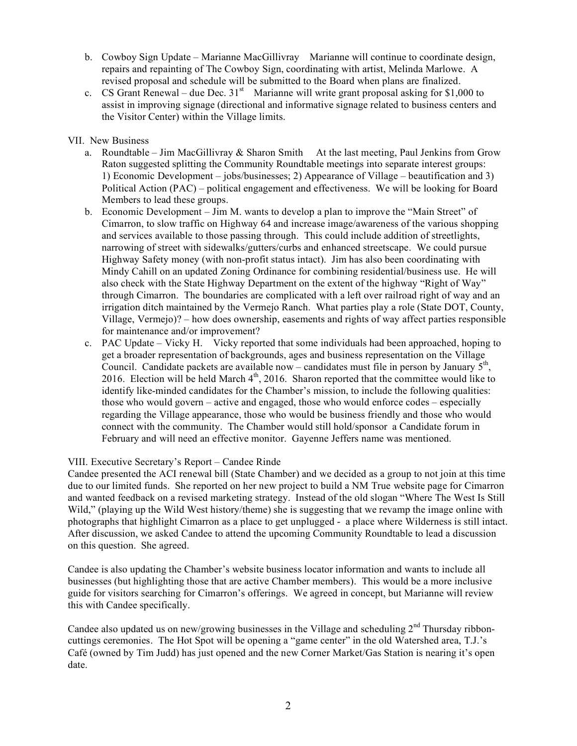b. Cowboy Sign Update – Marianne MacGillivray Marianne will continue to coordinate design, repairs and repainting of The Cowboy Sign, coordinating with artist, Melinda Marlowe. A revised proposal and schedule will be submitted to the Board when plans are finalized.

c. CS Grant Renewal – due Dec. 31st Marianne will write grant proposal asking for $1,000 to assist in improving signage (directional and informative signage related to business centers and the Visitor Center) within the Village limits.

VII. New Business

a. Roundtable – Jim MacGillivray & Sharon Smith At the last meeting, Paul Jenkins from Grow Raton suggested splitting the Community Roundtable meetings into separate interest groups: 1) Economic Development – jobs/businesses; 2) Appearance of Village – beautification and 3) Political Action (PAC) – political engagement and effectiveness. We will be looking for Board Members to lead these groups.

b. Economic Development – Jim M. wants to develop a plan to improve the "Main Street" of Cimarron, to slow traffic on Highway 64 and increase image/awareness of the various shopping and services available to those passing through. This could include addition of streetlights, narrowing of street with sidewalks/gutters/curbs and enhanced streetscape. We could pursue Highway Safety money (with non-profit status intact). Jim has also been coordinating with Mindy Cahill on an updated Zoning Ordinance for combining residential/business use. He will also check with the State Highway Department on the extent of the highway "Right of Way" through Cimarron. The boundaries are complicated with a left over railroad right of way and an irrigation ditch maintained by the Vermejo Ranch. What parties play a role (State DOT, County, Village, Vermejo)? – how does ownership, easements and rights of way affect parties responsible for maintenance and/or improvement?

c. PAC Update – Vicky H. Vicky reported that some individuals had been approached, hoping to get a broader representation of backgrounds, ages and business representation on the Village Council. Candidate packets are available now – candidates must file in person by January 5th, 2016. Election will be held March 4th, 2016. Sharon reported that the committee would like to identify like-minded candidates for the Chamber's mission, to include the following qualities: those who would govern – active and engaged, those who would enforce codes – especially regarding the Village appearance, those who would be business friendly and those who would connect with the community. The Chamber would still hold/sponsor a Candidate forum in February and will need an effective monitor. Gayenne Jeffers name was mentioned.

VIII. Executive Secretary's Report – Candee Rinde

Candee presented the ACI renewal bill (State Chamber) and we decided as a group to not join at this time due to our limited funds. She reported on her new project to build a NM True website page for Cimarron and wanted feedback on a revised marketing strategy. Instead of the old slogan "Where The West Is Still Wild," (playing up the Wild West history/theme) she is suggesting that we revamp the image online with photographs that highlight Cimarron as a place to get unplugged - a place where Wilderness is still intact. After discussion, we asked Candee to attend the upcoming Community Roundtable to lead a discussion on this question. She agreed.

Candee is also updating the Chamber's website business locator information and wants to include all businesses (but highlighting those that are active Chamber members). This would be a more inclusive guide for visitors searching for Cimarron's offerings. We agreed in concept, but Marianne will review this with Candee specifically.

Candee also updated us on new/growing businesses in the Village and scheduling 2nd Thursday ribbon-cuttings ceremonies. The Hot Spot will be opening a "game center" in the old Watershed area, T.J.'s Café (owned by Tim Judd) has just opened and the new Corner Market/Gas Station is nearing it's open date.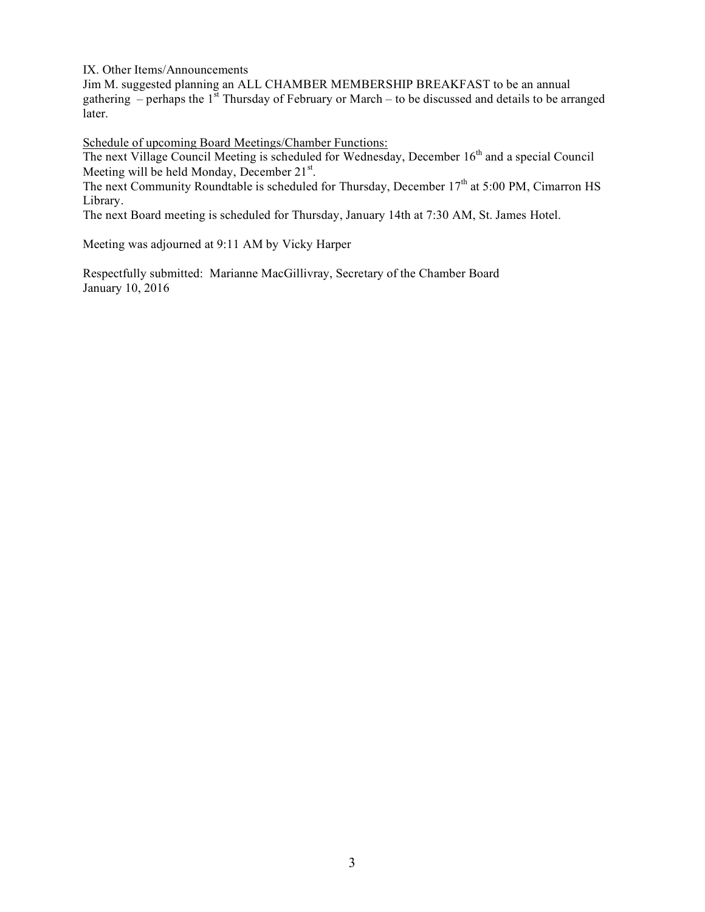IX. Other Items/Announcements

Jim M. suggested planning an ALL CHAMBER MEMBERSHIP BREAKFAST to be an annual gathering – perhaps the 1st Thursday of February or March – to be discussed and details to be arranged later.

Schedule of upcoming Board Meetings/Chamber Functions:

The next Village Council Meeting is scheduled for Wednesday, December 16th and a special Council Meeting will be held Monday, December 21st.

The next Community Roundtable is scheduled for Thursday, December 17th at 5:00 PM, Cimarron HS Library.

The next Board meeting is scheduled for Thursday, January 14th at 7:30 AM, St. James Hotel.

Meeting was adjourned at 9:11 AM by Vicky Harper

Respectfully submitted: Marianne MacGillivray, Secretary of the Chamber Board

January 10, 2016